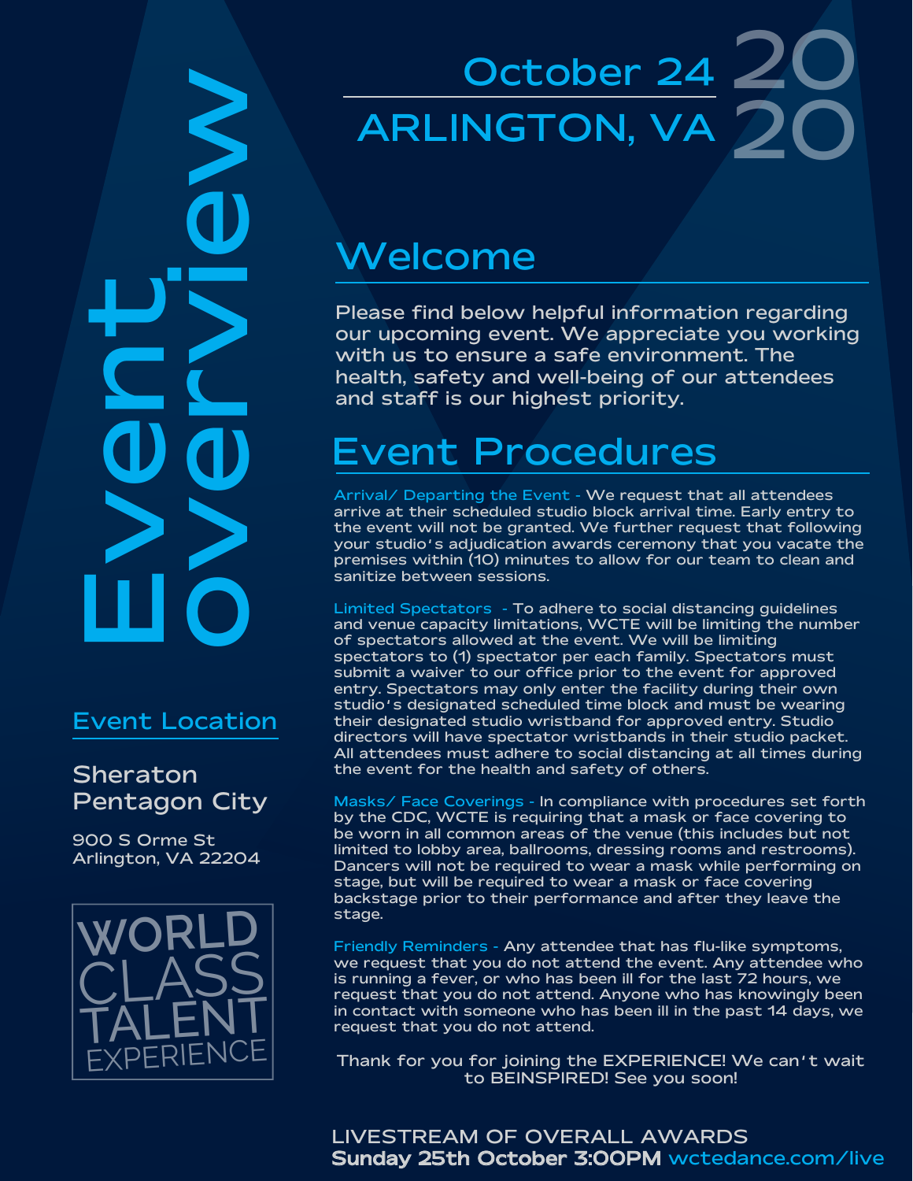# Event overview

October 24 2020
ARLINGTON, VA

## Welcome

Please find below helpful information regarding our upcoming event. We appreciate you working with us to ensure a safe environment. The health, safety and well-being of our attendees and staff is our highest priority.

## Event Procedures

**Arrival/ Departing the Event -** We request that all attendees arrive at their scheduled studio block arrival time. Early entry to the event will not be granted. We further request that following your studio's adjudication awards ceremony that you vacate the premises within (10) minutes to allow for our team to clean and sanitize between sessions.

**Limited Spectators -** To adhere to social distancing guidelines and venue capacity limitations, WCTE will be limiting the number of spectators allowed at the event. We will be limiting spectators to (1) spectator per each family. Spectators must submit a waiver to our office prior to the event for approved entry. Spectators may only enter the facility during their own studio's designated scheduled time block and must be wearing their designated studio wristband for approved entry. Studio directors will have spectator wristbands in their studio packet. All attendees must adhere to social distancing at all times during the event for the health and safety of others.

**Masks/ Face Coverings -** In compliance with procedures set forth by the CDC, WCTE is requiring that a mask or face covering to be worn in all common areas of the venue (this includes but not limited to lobby area, ballrooms, dressing rooms and restrooms). Dancers will not be required to wear a mask while performing on stage, but will be required to wear a mask or face covering backstage prior to their performance and after they leave the stage.

**Friendly Reminders -** Any attendee that has flu-like symptoms, we request that you do not attend the event. Any attendee who is running a fever, or who has been ill for the last 72 hours, we request that you do not attend. Anyone who has knowingly been in contact with someone who has been ill in the past 14 days, we request that you do not attend.

Thank for you for joining the EXPERIENCE! We can't wait to BEINSPIRED! See you soon!

### Event Location

Sheraton Pentagon City

900 S Orme St
Arlington, VA 22204

WORLD CLASS TALENT EXPERIENCE

LIVESTREAM OF OVERALL AWARDS
**Sunday 25th October 3:00PM** wctedance.com/live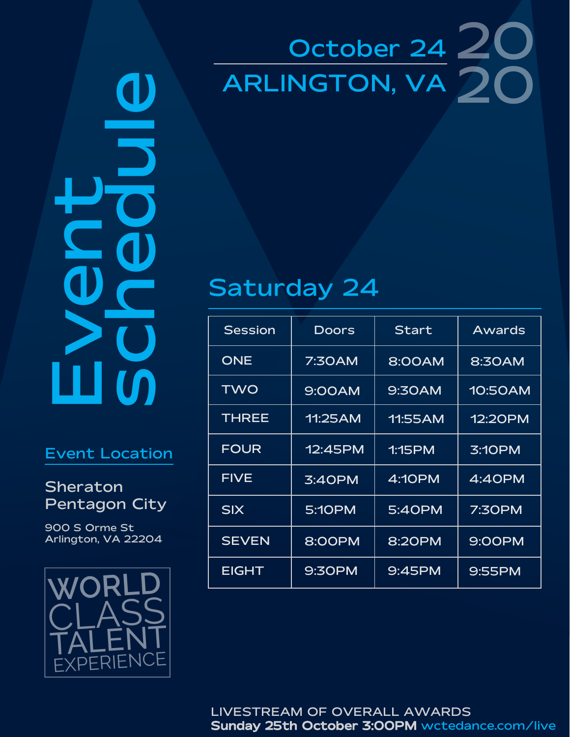# Event Schedule

October 24 2020

ARLINGTON, VA

## Saturday 24

| Session | Doors | Start | Awards |
|---|---|---|---|
| ONE | 7:30AM | 8:00AM | 8:30AM |
| TWO | 9:00AM | 9:30AM | 10:50AM |
| THREE | 11:25AM | 11:55AM | 12:20PM |
| FOUR | 12:45PM | 1:15PM | 3:10PM |
| FIVE | 3:40PM | 4:10PM | 4:40PM |
| SIX | 5:10PM | 5:40PM | 7:30PM |
| SEVEN | 8:00PM | 8:20PM | 9:00PM |
| EIGHT | 9:30PM | 9:45PM | 9:55PM |

### Event Location

Sheraton Pentagon City

900 S Orme St
Arlington, VA 22204

WORLD CLASS TALENT EXPERIENCE

LIVESTREAM OF OVERALL AWARDS
**Sunday 25th October 3:00PM** wctedance.com/live